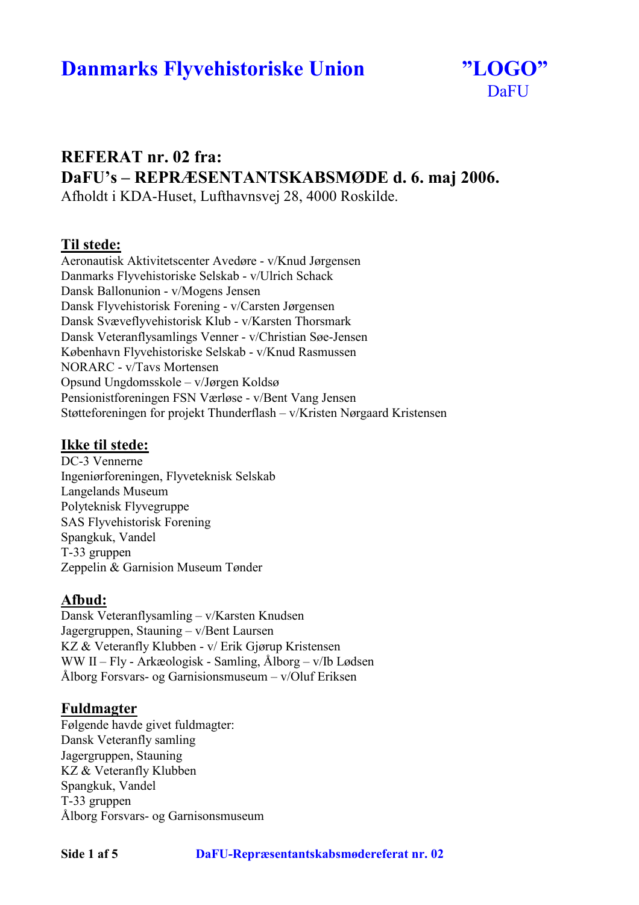# Danmarks Flyvehistoriske Union

**”LOGO”**
DaFU

## REFERAT nr. 02 fra:
## DaFU’s – REPRÆSENTANTSKABSMØDE d. 6. maj 2006.

Afholdt i KDA-Huset, Lufthavnsvej 28, 4000 Roskilde.

### Til stede:

Aeronautisk Aktivitetscenter Avedøre - v/Knud Jørgensen
Danmarks Flyvehistoriske Selskab - v/Ulrich Schack
Dansk Ballonunion - v/Mogens Jensen
Dansk Flyvehistorisk Forening - v/Carsten Jørgensen
Dansk Svæveflyvehistorisk Klub - v/Karsten Thorsmark
Dansk Veteranflysamlings Venner - v/Christian Søe-Jensen
København Flyvehistoriske Selskab - v/Knud Rasmussen
NORARC - v/Tavs Mortensen
Opsund Ungdomsskole – v/Jørgen Koldsø
Pensionistforeningen FSN Værløse - v/Bent Vang Jensen
Støtteforeningen for projekt Thunderflash – v/Kristen Nørgaard Kristensen

### Ikke til stede:

DC-3 Vennerne
Ingeniørforeningen, Flyveteknisk Selskab
Langelands Museum
Polyteknisk Flyvegruppe
SAS Flyvehistorisk Forening
Spangkuk, Vandel
T-33 gruppen
Zeppelin & Garnision Museum Tønder

### Afbud:

Dansk Veteranflysamling – v/Karsten Knudsen
Jagergruppen, Stauning – v/Bent Laursen
KZ & Veteranfly Klubben - v/ Erik Gjørup Kristensen
WW II – Fly - Arkæologisk - Samling, Ålborg – v/Ib Lødsen
Ålborg Forsvars- og Garnisionsmuseum – v/Oluf Eriksen

### Fuldmagter

Følgende havde givet fuldmagter:
Dansk Veteranfly samling
Jagergruppen, Stauning
KZ & Veteranfly Klubben
Spangkuk, Vandel
T-33 gruppen
Ålborg Forsvars- og Garnisonsmuseum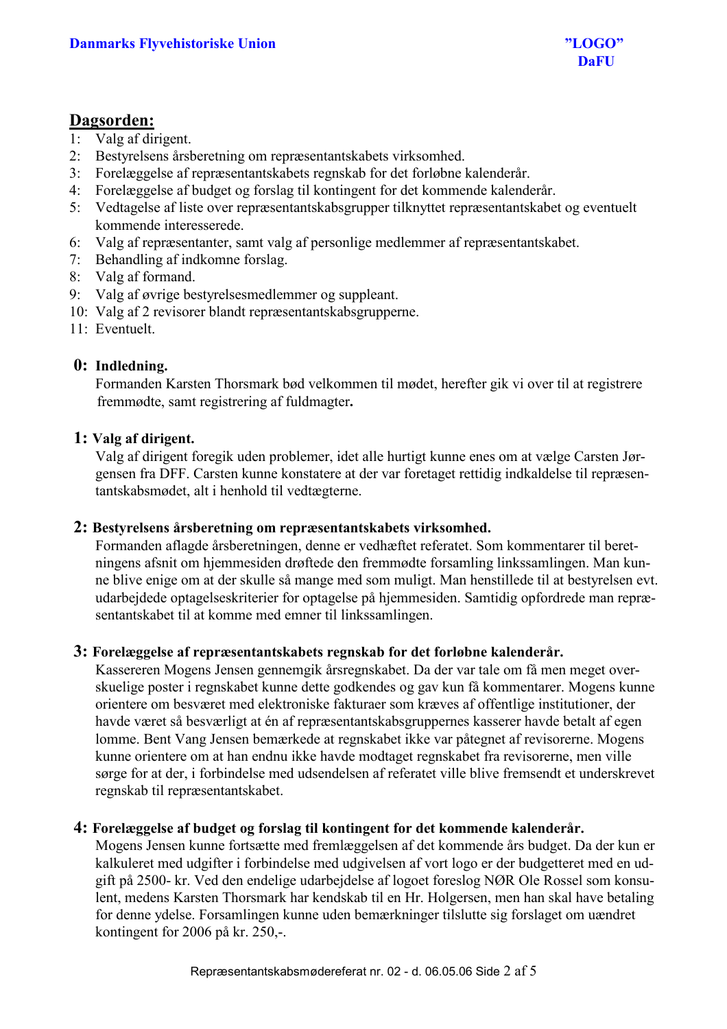## Dagsorden:

1: Valg af dirigent.
2: Bestyrelsens årsberetning om repræsentantskabets virksomhed.
3: Forelæggelse af repræsentantskabets regnskab for det forløbne kalenderår.
4: Forelæggelse af budget og forslag til kontingent for det kommende kalenderår.
5: Vedtagelse af liste over repræsentantskabsgrupper tilknyttet repræsentantskabet og eventuelt kommende interesserede.
6: Valg af repræsentanter, samt valg af personlige medlemmer af repræsentantskabet.
7: Behandling af indkomne forslag.
8: Valg af formand.
9: Valg af øvrige bestyrelsesmedlemmer og suppleant.
10: Valg af 2 revisorer blandt repræsentantskabsgrupperne.
11: Eventuelt.

### 0: Indledning.

Formanden Karsten Thorsmark bød velkommen til mødet, herefter gik vi over til at registrere fremmødte, samt registrering af fuldmagter**.**

### 1: Valg af dirigent.

Valg af dirigent foregik uden problemer, idet alle hurtigt kunne enes om at vælge Carsten Jørgensen fra DFF. Carsten kunne konstatere at der var foretaget rettidig indkaldelse til repræsentantskabsmødet, alt i henhold til vedtægterne.

### 2: Bestyrelsens årsberetning om repræsentantskabets virksomhed.

Formanden aflagde årsberetningen, denne er vedhæftet referatet. Som kommentarer til beretningens afsnit om hjemmesiden drøftede den fremmødte forsamling linkssamlingen. Man kunne blive enige om at der skulle så mange med som muligt. Man henstillede til at bestyrelsen evt. udarbejdede optagelseskriterier for optagelse på hjemmesiden. Samtidig opfordrede man repræsentantskabet til at komme med emner til linkssamlingen.

### 3: Forelæggelse af repræsentantskabets regnskab for det forløbne kalenderår.

Kassereren Mogens Jensen gennemgik årsregnskabet. Da der var tale om få men meget overskuelige poster i regnskabet kunne dette godkendes og gav kun få kommentarer. Mogens kunne orientere om besværet med elektroniske fakturaer som kræves af offentlige institutioner, der havde været så besværligt at én af repræsentantskabsgruppernes kasserer havde betalt af egen lomme. Bent Vang Jensen bemærkede at regnskabet ikke var påtegnet af revisorerne. Mogens kunne orientere om at han endnu ikke havde modtaget regnskabet fra revisorerne, men ville sørge for at der, i forbindelse med udsendelsen af referatet ville blive fremsendt et underskrevet regnskab til repræsentantskabet.

### 4: Forelæggelse af budget og forslag til kontingent for det kommende kalenderår.

Mogens Jensen kunne fortsætte med fremlæggelsen af det kommende års budget. Da der kun er kalkuleret med udgifter i forbindelse med udgivelsen af vort logo er der budgetteret med en udgift på 2500- kr. Ved den endelige udarbejdelse af logoet foreslog NØR Ole Rossel som konsulent, medens Karsten Thorsmark har kendskab til en Hr. Holgersen, men han skal have betaling for denne ydelse. Forsamlingen kunne uden bemærkninger tilslutte sig forslaget om uændret kontingent for 2006 på kr. 250,-.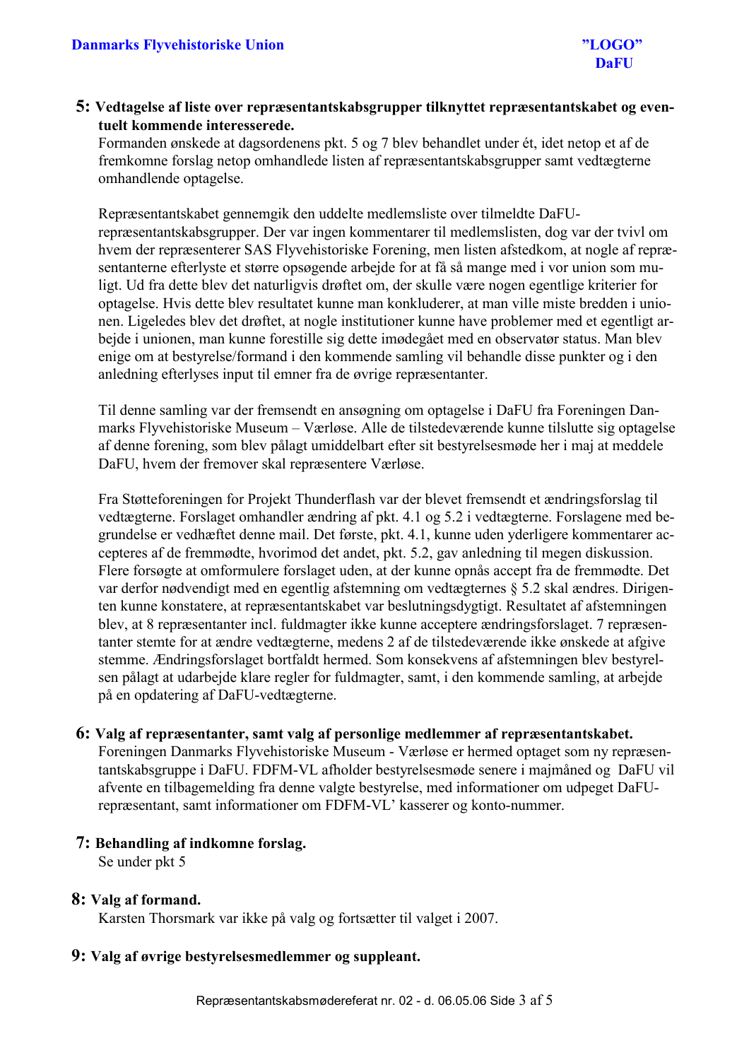**5: Vedtagelse af liste over repræsentantskabsgrupper tilknyttet repræsentantskabet og eventuelt kommende interesserede.**

Formanden ønskede at dagsordenens pkt. 5 og 7 blev behandlet under ét, idet netop et af de fremkomne forslag netop omhandlede listen af repræsentantskabsgrupper samt vedtægterne omhandlende optagelse.

Repræsentantskabet gennemgik den uddelte medlemsliste over tilmeldte DaFU-repræsentantskabsgrupper. Der var ingen kommentarer til medlemslisten, dog var der tvivl om hvem der repræsenterer SAS Flyvehistoriske Forening, men listen afstedkom, at nogle af repræsentanterne efterlyste et større opsøgende arbejde for at få så mange med i vor union som muligt. Ud fra dette blev det naturligvis drøftet om, der skulle være nogen egentlige kriterier for optagelse. Hvis dette blev resultatet kunne man konkludere, at man ville miste bredden i unionen. Ligeledes blev det drøftet, at nogle institutioner kunne have problemer med et egentligt arbejde i unionen, man kunne forestille sig dette imødegået med en observatør status. Man blev enige om at bestyrelse/formand i den kommende samling vil behandle disse punkter og i den anledning efterlyses input til emner fra de øvrige repræsentanter.

Til denne samling var der fremsendt en ansøgning om optagelse i DaFU fra Foreningen Danmarks Flyvehistoriske Museum – Værløse. Alle de tilstedeværende kunne tilslutte sig optagelse af denne forening, som blev pålagt umiddelbart efter sit bestyrelsesmøde her i maj at meddele DaFU, hvem der fremover skal repræsentere Værløse.

Fra Støtteforeningen for Projekt Thunderflash var der blevet fremsendt et ændringsforslag til vedtægterne. Forslaget omhandler ændring af pkt. 4.1 og 5.2 i vedtægterne. Forslagene med begrundelse er vedhæftet denne mail. Det første, pkt. 4.1, kunne uden yderligere kommentarer accepteres af de fremmødte, hvorimod det andet, pkt. 5.2, gav anledning til megen diskussion. Flere forsøgte at omformulere forslaget uden, at der kunne opnås accept fra de fremmødte. Det var derfor nødvendigt med en egentlig afstemning om vedtægternes § 5.2 skal ændres. Dirigenten kunne konstatere, at repræsentantskabet var beslutningsdygtigt. Resultatet af afstemningen blev, at 8 repræsentanter incl. fuldmagter ikke kunne acceptere ændringsforslaget. 7 repræsentanter stemte for at ændre vedtægterne, medens 2 af de tilstedeværende ikke ønskede at afgive stemme. Ændringsforslaget bortfaldt hermed. Som konsekvens af afstemningen blev bestyrelsen pålagt at udarbejde klare regler for fuldmagter, samt, i den kommende samling, at arbejde på en opdatering af DaFU-vedtægterne.

**6: Valg af repræsentanter, samt valg af personlige medlemmer af repræsentantskabet.**

Foreningen Danmarks Flyvehistoriske Museum - Værløse er hermed optaget som ny repræsentantskabsgruppe i DaFU. FDFM-VL afholder bestyrelsesmøde senere i majmåned og DaFU vil afvente en tilbagemelding fra denne valgte bestyrelse, med informationer om udpeget DaFU-repræsentant, samt informationer om FDFM-VL' kasserer og konto-nummer.

**7: Behandling af indkomne forslag.**

Se under pkt 5

**8: Valg af formand.**

Karsten Thorsmark var ikke på valg og fortsætter til valget i 2007.

**9: Valg af øvrige bestyrelsesmedlemmer og suppleant.**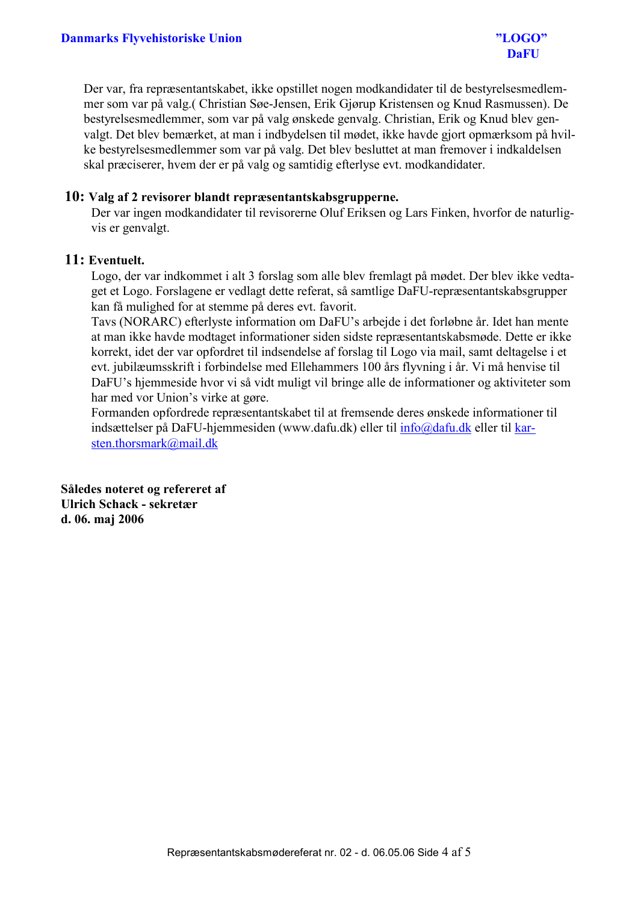Der var, fra repræsentantskabet, ikke opstillet nogen modkandidater til de bestyrelsesmedlemmer som var på valg.( Christian Søe-Jensen, Erik Gjørup Kristensen og Knud Rasmussen). De bestyrelsesmedlemmer, som var på valg ønskede genvalg. Christian, Erik og Knud blev genvalgt. Det blev bemærket, at man i indbydelsen til mødet, ikke havde gjort opmærksom på hvilke bestyrelsesmedlemmer som var på valg. Det blev besluttet at man fremover i indkaldelsen skal præciserer, hvem der er på valg og samtidig efterlyse evt. modkandidater.

**10: Valg af 2 revisorer blandt repræsentantskabsgrupperne.**

Der var ingen modkandidater til revisorerne Oluf Eriksen og Lars Finken, hvorfor de naturligvis er genvalgt.

**11: Eventuelt.**

Logo, der var indkommet i alt 3 forslag som alle blev fremlagt på mødet. Der blev ikke vedtaget et Logo. Forslagene er vedlagt dette referat, så samtlige DaFU-repræsentantskabsgrupper kan få mulighed for at stemme på deres evt. favorit.
Tavs (NORARC) efterlyste information om DaFU's arbejde i det forløbne år. Idet han mente at man ikke havde modtaget informationer siden sidste repræsentantskabsmøde. Dette er ikke korrekt, idet der var opfordret til indsendelse af forslag til Logo via mail, samt deltagelse i et evt. jubilæumsskrift i forbindelse med Ellehammers 100 års flyvning i år. Vi må henvise til DaFU's hjemmeside hvor vi så vidt muligt vil bringe alle de informationer og aktiviteter som har med vor Union's virke at gøre.
Formanden opfordrede repræsentantskabet til at fremsende deres ønskede informationer til indsættelser på DaFU-hjemmesiden (www.dafu.dk) eller til info@dafu.dk eller til karsten.thorsmark@mail.dk

**Således noteret og refereret af**
**Ulrich Schack - sekretær**
**d. 06. maj 2006**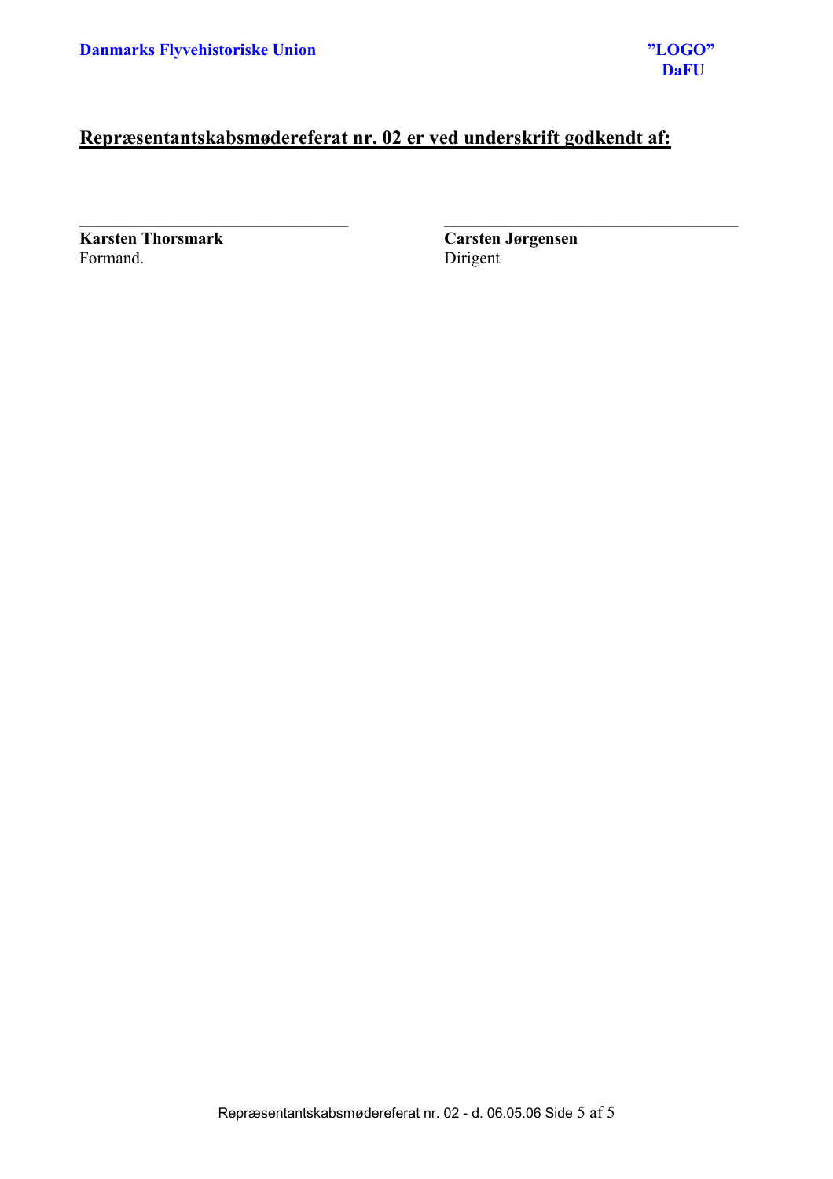## Repræsentantskabsmødereferat nr. 02 er ved underskrift godkendt af:

| | |
|---|---|
| ________________________________ | ________________________________ |
| **Karsten Thorsmark** | **Carsten Jørgensen** |
| Formand. | Dirigent |